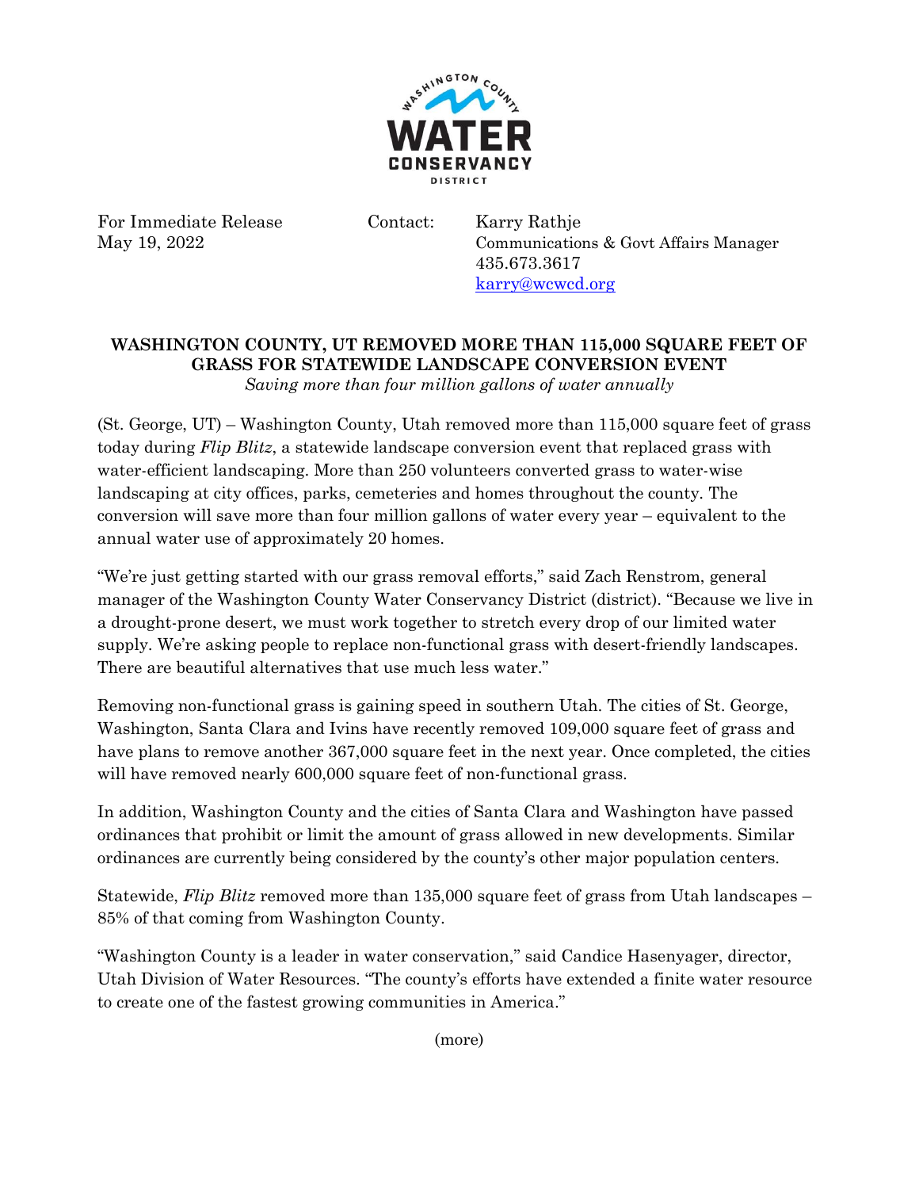For Immediate Release
May 19, 2022

Contact: Karry Rathje
Communications & Govt Affairs Manager
435.673.3617
[karry@wcwcd.org](mailto:karry@wcwcd.org)

## WASHINGTON COUNTY, UT REMOVED MORE THAN 115,000 SQUARE FEET OF GRASS FOR STATEWIDE LANDSCAPE CONVERSION EVENT

*Saving more than four million gallons of water annually*

(St. George, UT) – Washington County, Utah removed more than 115,000 square feet of grass today during *Flip Blitz*, a statewide landscape conversion event that replaced grass with water-efficient landscaping. More than 250 volunteers converted grass to water-wise landscaping at city offices, parks, cemeteries and homes throughout the county. The conversion will save more than four million gallons of water every year – equivalent to the annual water use of approximately 20 homes.

"We're just getting started with our grass removal efforts," said Zach Renstrom, general manager of the Washington County Water Conservancy District (district). "Because we live in a drought-prone desert, we must work together to stretch every drop of our limited water supply. We're asking people to replace non-functional grass with desert-friendly landscapes. There are beautiful alternatives that use much less water."

Removing non-functional grass is gaining speed in southern Utah. The cities of St. George, Washington, Santa Clara and Ivins have recently removed 109,000 square feet of grass and have plans to remove another 367,000 square feet in the next year. Once completed, the cities will have removed nearly 600,000 square feet of non-functional grass.

In addition, Washington County and the cities of Santa Clara and Washington have passed ordinances that prohibit or limit the amount of grass allowed in new developments. Similar ordinances are currently being considered by the county's other major population centers.

Statewide, *Flip Blitz* removed more than 135,000 square feet of grass from Utah landscapes – 85% of that coming from Washington County.

"Washington County is a leader in water conservation," said Candice Hasenyager, director, Utah Division of Water Resources. "The county's efforts have extended a finite water resource to create one of the fastest growing communities in America."

(more)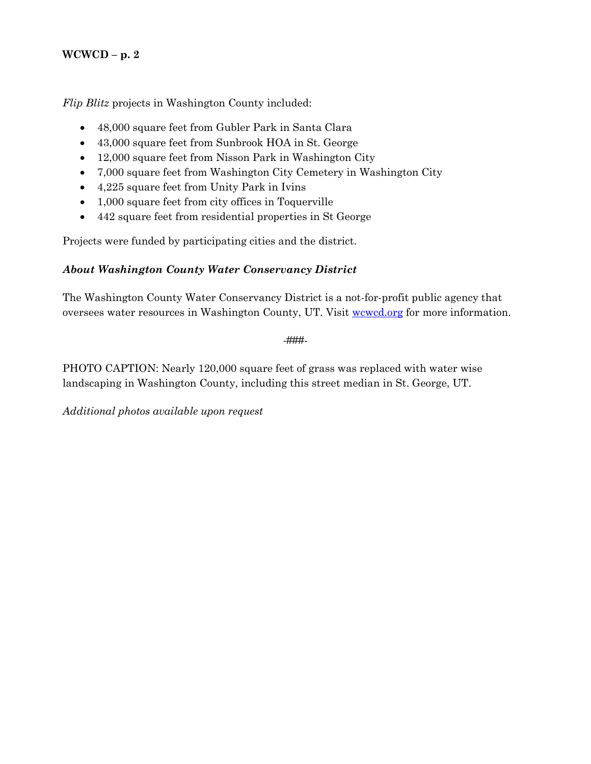*Flip Blitz* projects in Washington County included:

- 48,000 square feet from Gubler Park in Santa Clara
- 43,000 square feet from Sunbrook HOA in St. George
- 12,000 square feet from Nisson Park in Washington City
- 7,000 square feet from Washington City Cemetery in Washington City
- 4,225 square feet from Unity Park in Ivins
- 1,000 square feet from city offices in Toquerville
- 442 square feet from residential properties in St George

Projects were funded by participating cities and the district.

### *About Washington County Water Conservancy District*

The Washington County Water Conservancy District is a not-for-profit public agency that oversees water resources in Washington County, UT. Visit [wcwcd.org](wcwcd.org) for more information.

-###-

PHOTO CAPTION: Nearly 120,000 square feet of grass was replaced with water wise landscaping in Washington County, including this street median in St. George, UT.

*Additional photos available upon request*